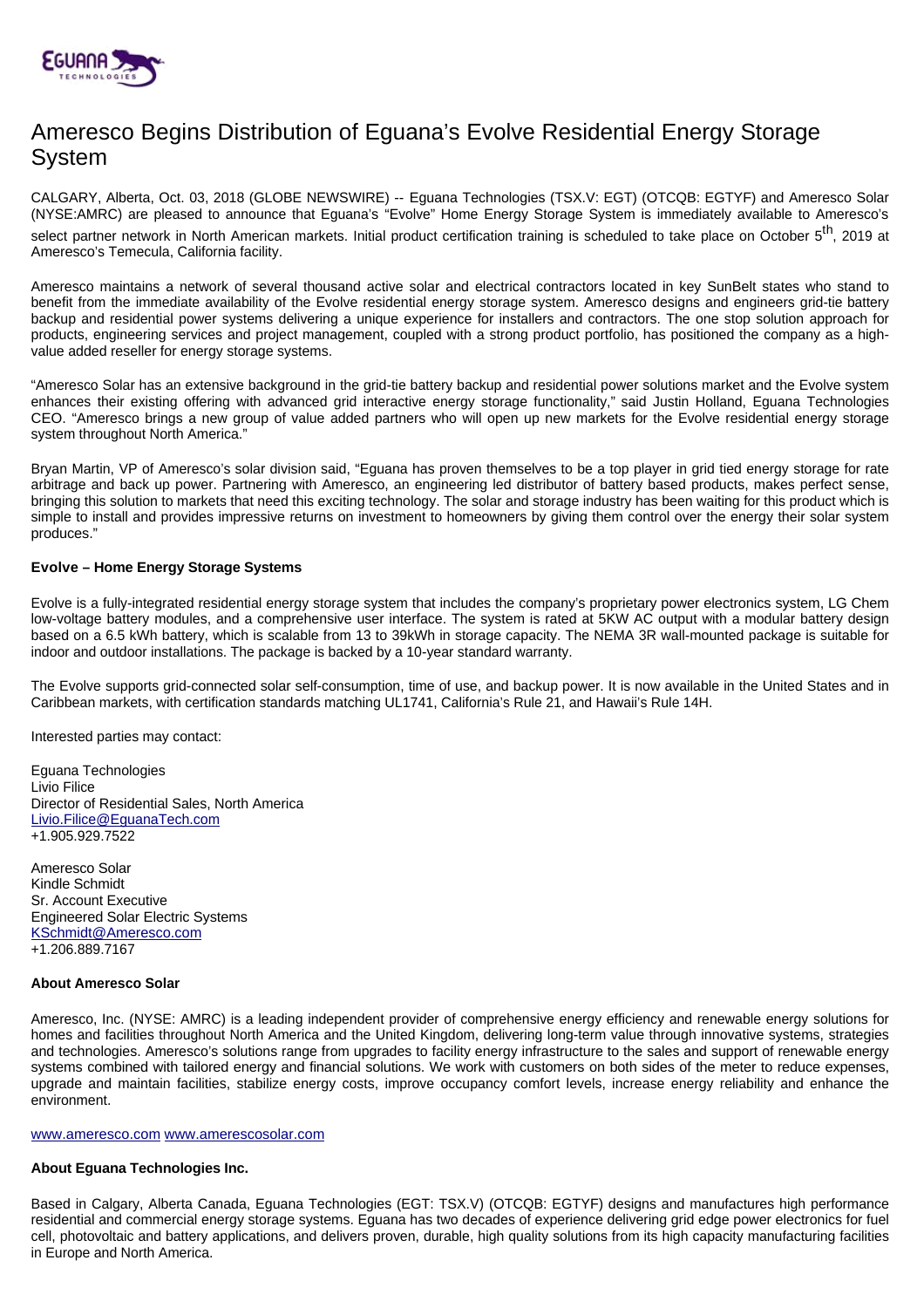# Ameresco Begins Distribution of Eguana's Evolve Residential Energy Storage System

CALGARY, Alberta, Oct. 03, 2018 (GLOBE NEWSWIRE) -- Eguana Technologies (TSX.V: EGT) (OTCQB: EGTYF) and Ameresco Solar (NYSE:AMRC) are pleased to announce that Eguana's "Evolve" Home Energy Storage System is immediately available to Ameresco's select partner network in North American markets. Initial product certification training is scheduled to take place on October 5th, 2019 at Ameresco's Temecula, California facility.

Ameresco maintains a network of several thousand active solar and electrical contractors located in key SunBelt states who stand to benefit from the immediate availability of the Evolve residential energy storage system. Ameresco designs and engineers grid-tie battery backup and residential power systems delivering a unique experience for installers and contractors. The one stop solution approach for products, engineering services and project management, coupled with a strong product portfolio, has positioned the company as a high-value added reseller for energy storage systems.

"Ameresco Solar has an extensive background in the grid-tie battery backup and residential power solutions market and the Evolve system enhances their existing offering with advanced grid interactive energy storage functionality," said Justin Holland, Eguana Technologies CEO. "Ameresco brings a new group of value added partners who will open up new markets for the Evolve residential energy storage system throughout North America."

Bryan Martin, VP of Ameresco's solar division said, "Eguana has proven themselves to be a top player in grid tied energy storage for rate arbitrage and back up power. Partnering with Ameresco, an engineering led distributor of battery based products, makes perfect sense, bringing this solution to markets that need this exciting technology. The solar and storage industry has been waiting for this product which is simple to install and provides impressive returns on investment to homeowners by giving them control over the energy their solar system produces."

**Evolve – Home Energy Storage Systems**

Evolve is a fully-integrated residential energy storage system that includes the company's proprietary power electronics system, LG Chem low-voltage battery modules, and a comprehensive user interface. The system is rated at 5KW AC output with a modular battery design based on a 6.5 kWh battery, which is scalable from 13 to 39kWh in storage capacity. The NEMA 3R wall-mounted package is suitable for indoor and outdoor installations. The package is backed by a 10-year standard warranty.

The Evolve supports grid-connected solar self-consumption, time of use, and backup power. It is now available in the United States and in Caribbean markets, with certification standards matching UL1741, California's Rule 21, and Hawaii's Rule 14H.

Interested parties may contact:

Eguana Technologies
Livio Filice
Director of Residential Sales, North America
Livio.Filice@EguanaTech.com
+1.905.929.7522

Ameresco Solar
Kindle Schmidt
Sr. Account Executive
Engineered Solar Electric Systems
KSchmidt@Ameresco.com
+1.206.889.7167

**About Ameresco Solar**

Ameresco, Inc. (NYSE: AMRC) is a leading independent provider of comprehensive energy efficiency and renewable energy solutions for homes and facilities throughout North America and the United Kingdom, delivering long-term value through innovative systems, strategies and technologies. Ameresco's solutions range from upgrades to facility energy infrastructure to the sales and support of renewable energy systems combined with tailored energy and financial solutions. We work with customers on both sides of the meter to reduce expenses, upgrade and maintain facilities, stabilize energy costs, improve occupancy comfort levels, increase energy reliability and enhance the environment.

www.ameresco.com www.amerescosolar.com

**About Eguana Technologies Inc.**

Based in Calgary, Alberta Canada, Eguana Technologies (EGT: TSX.V) (OTCQB: EGTYF) designs and manufactures high performance residential and commercial energy storage systems. Eguana has two decades of experience delivering grid edge power electronics for fuel cell, photovoltaic and battery applications, and delivers proven, durable, high quality solutions from its high capacity manufacturing facilities in Europe and North America.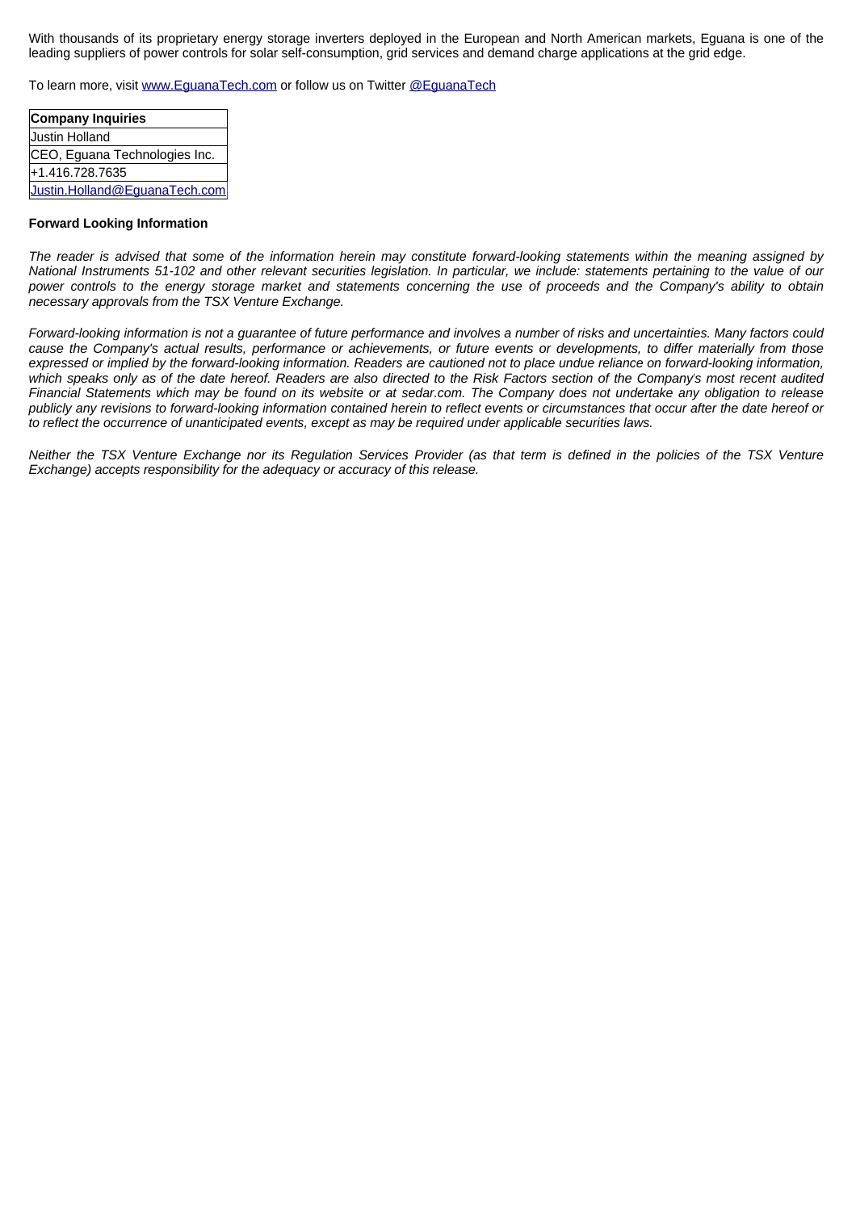With thousands of its proprietary energy storage inverters deployed in the European and North American markets, Eguana is one of the leading suppliers of power controls for solar self-consumption, grid services and demand charge applications at the grid edge.

To learn more, visit [www.EguanaTech.com](www.EguanaTech.com) or follow us on Twitter [@EguanaTech](@EguanaTech)

| Company Inquiries |
| --- |
| Justin Holland |
| CEO, Eguana Technologies Inc. |
| +1.416.728.7635 |
| Justin.Holland@EguanaTech.com |

**Forward Looking Information**

*The reader is advised that some of the information herein may constitute forward-looking statements within the meaning assigned by National Instruments 51-102 and other relevant securities legislation. In particular, we include: statements pertaining to the value of our power controls to the energy storage market and statements concerning the use of proceeds and the Company's ability to obtain necessary approvals from the TSX Venture Exchange.*

*Forward-looking information is not a guarantee of future performance and involves a number of risks and uncertainties. Many factors could cause the Company's actual results, performance or achievements, or future events or developments, to differ materially from those expressed or implied by the forward-looking information. Readers are cautioned not to place undue reliance on forward-looking information, which speaks only as of the date hereof. Readers are also directed to the Risk Factors section of the Company's most recent audited Financial Statements which may be found on its website or at sedar.com. The Company does not undertake any obligation to release publicly any revisions to forward-looking information contained herein to reflect events or circumstances that occur after the date hereof or to reflect the occurrence of unanticipated events, except as may be required under applicable securities laws.*

*Neither the TSX Venture Exchange nor its Regulation Services Provider (as that term is defined in the policies of the TSX Venture Exchange) accepts responsibility for the adequacy or accuracy of this release.*